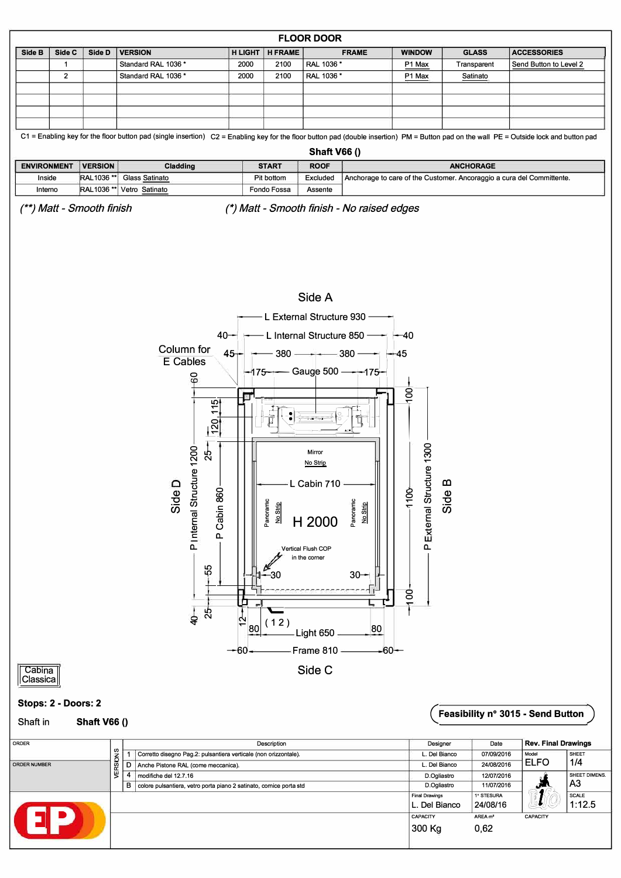## FLOOR DOOR

| Side B | Side C | Side D | VERSION | H LIGHT | H FRAME | FRAME | WINDOW | GLASS | ACCESSORIES |
|---|---|---|---|---|---|---|---|---|---|
| | 1 | | Standard RAL 1036 * | 2000 | 2100 | RAL 1036 * | P1 Max | Transparent | Send Button to Level 2 |
| | 2 | | Standard RAL 1036 * | 2000 | 2100 | RAL 1036 * | P1 Max | Satinato | |
| | | | | | | | | | |
| | | | | | | | | | |
| | | | | | | | | | |
| | | | | | | | | | |

C1 = Enabling key for the floor button pad (single insertion) C2 = Enabling key for the floor button pad (double insertion) PM = Button pad on the wall PE = Outside lock and button pad

## Shaft V66 ()

| ENVIRONMENT | VERSION | Cladding | START | ROOF | ANCHORAGE |
|---|---|---|---|---|---|
| Inside | RAL1036 ** | Glass Satinato | Pit bottom | Excluded | Anchorage to care of the Customer. Ancoraggio a cura del Committente. |
| Interno | RAL1036 ** | Vetro Satinato | Fondo Fossa | Assente | |

*(**) Matt - Smooth finish* *(*) Matt - Smooth finish - No raised edges*

Side A

L External Structure 930

40 L Internal Structure 850 40

Column for E Cables

45 380 380 45

175 Gauge 500 175

60 115 120 25 100

Mirror
No Strip

L Cabin 710

Side D P Internal Structure 1200 P Cabin 860

Panoramic No Strip H 2000 Panoramic No Strip

1100 P External Structure 1300 Side B

Vertical Flush COP in the corner

30 30

55 25 40 100

12 (12)

80 Light 650 80

60 Frame 810 60

Side C

Cabina Classica

**Stops: 2 - Doors: 2**

Shaft in **Shaft V66 ()**

**Feasibility n° 3015 - Send Button**

| ORDER | VERSIONS | Description | Designer | Date |
|---|---|---|---|---|
| | 1 | Corretto disegno Pag.2: pulsantiera verticale (non orizzontale). | L. Del Bianco | 07/09/2016 |
| ORDER NUMBER | D | Anche Pistone RAL (come meccanica). | L. Del Bianco | 24/08/2016 |
| | 4 | modifiche del 12.7.16 | D.Ogliastro | 12/07/2016 |
| | B | colore pulsantiera, vetro porta piano 2 satinato, cornice porta std | D.Ogliastro | 11/07/2016 |

**Rev. Final Drawings**

| Model | SHEET |
|---|---|
| ELFO | 1/4 |
| | SHEET DIMENS. A3 |
| | SCALE 1:12.5 |

| Final Drawings | 1° STESURA | CAPACITY |
|---|---|---|
| L. Del Bianco | 24/08/16 | |

| CAPACITY | AREA m² |
|---|---|
| 300 Kg | 0,62 |

EP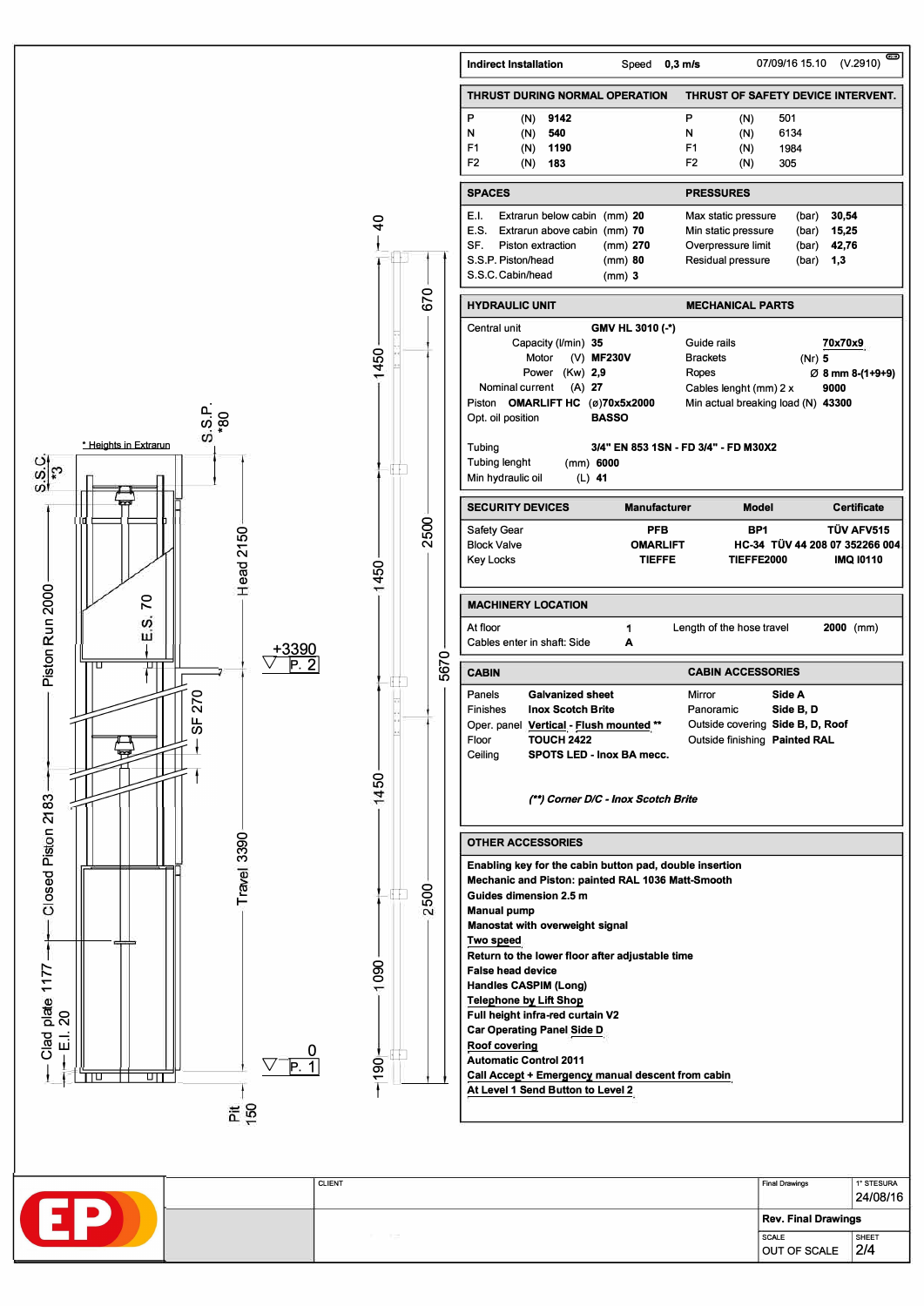**Indirect Installation** Speed **0,3 m/s** 07/09/16 15.10 (V.2910)

| THRUST DURING NORMAL OPERATION | | | THRUST OF SAFETY DEVICE INTERVENT. | | |
|---|---|---|---|---|---|
| P | (N) | 9142 | P | (N) | 501 |
| N | (N) | 540 | N | (N) | 6134 |
| F1 | (N) | 1190 | F1 | (N) | 1984 |
| F2 | (N) | 183 | F2 | (N) | 305 |

| SPACES | | | PRESSURES | | |
|---|---|---|---|---|---|
| E.I. Extrarun below cabin | (mm) | 20 | Max static pressure | (bar) | 30,54 |
| E.S. Extrarun above cabin | (mm) | 70 | Min static pressure | (bar) | 15,25 |
| SF. Piston extraction | (mm) | 270 | Overpressure limit | (bar) | 42,76 |
| S.S.P. Piston/head | (mm) | 80 | Residual pressure | (bar) | 1,3 |
| S.S.C. Cabin/head | (mm) | 3 | | | |

| HYDRAULIC UNIT | | MECHANICAL PARTS | | |
|---|---|---|---|---|
| Central unit | GMV HL 3010 (-*) | | | |
| Capacity (l/min) | 35 | Guide rails | | 70x70x9 |
| Motor (V) | MF230V | Brackets | (Nr) | 5 |
| Power (Kw) | 2,9 | Ropes | Ø | 8 mm 8-(1+9+9) |
| Nominal current (A) | 27 | Cables lenght (mm) 2 x | | 9000 |
| Piston OMARLIFT HC (ø) | 70x5x2000 | Min actual breaking load (N) | | 43300 |
| Opt. oil position | BASSO | | | |
| Tubing | 3/4" EN 853 1SN - FD 3/4" - FD M30X2 | | | |
| Tubing lenght (mm) | 6000 | | | |
| Min hydraulic oil (L) | 41 | | | |

| SECURITY DEVICES | Manufacturer | Model | Certificate |
|---|---|---|---|
| Safety Gear | PFB | BP1 | TÜV AFV515 |
| Block Valve | OMARLIFT | HC-34 | TÜV 44 208 07 352266 004 |
| Key Locks | TIEFFE | TIEFFE2000 | IMQ I0110 |

**MACHINERY LOCATION**

| At floor | 1 | Length of the hose travel | 2000 (mm) |
|---|---|---|---|
| Cables enter in shaft: Side | A | | |

| CABIN | | CABIN ACCESSORIES | |
|---|---|---|---|
| Panels | Galvanized sheet | Mirror | Side A |
| Finishes | Inox Scotch Brite | Panoramic | Side B, D |
| Oper. panel | Vertical - Flush mounted ** | Outside covering | Side B, D, Roof |
| Floor | TOUCH 2422 | Outside finishing | Painted RAL |
| Ceiling | SPOTS LED - Inox BA mecc. | | |

*(**) Corner D/C - Inox Scotch Brite*

**OTHER ACCESSORIES**

- Enabling key for the cabin button pad, double insertion
- Mechanic and Piston: painted RAL 1036 Matt-Smooth
- Guides dimension 2.5 m
- Manual pump
- Manostat with overweight signal
- Two speed
- Return to the lower floor after adjustable time
- False head device
- Handles CASPIM (Long)
- Telephone by Lift Shop
- Full height infra-red curtain V2
- Car Operating Panel Side D
- Roof covering
- Automatic Control 2011
- Call Accept + Emergency manual descent from cabin
- At Level 1 Send Button to Level 2

Drawing annotations: * Heights in Extrarun; S.S.C. *3; S.S.P. *80; Piston Run 2000; E.S. 70; Head 2150; SF 270; Closed Piston 2183; Travel 3390; Clad plate 1177; E.I. 20; Pit 150; +3390 P. 2; 0 P. 1; 40; 1450; 670; 1450; 2500; 5670; 1450; 2500; 1090; 190

| CLIENT | Final Drawings | 1° STESURA 24/08/16 |
|---|---|---|
| | Rev. Final Drawings | |
| | SCALE OUT OF SCALE | SHEET 2/4 |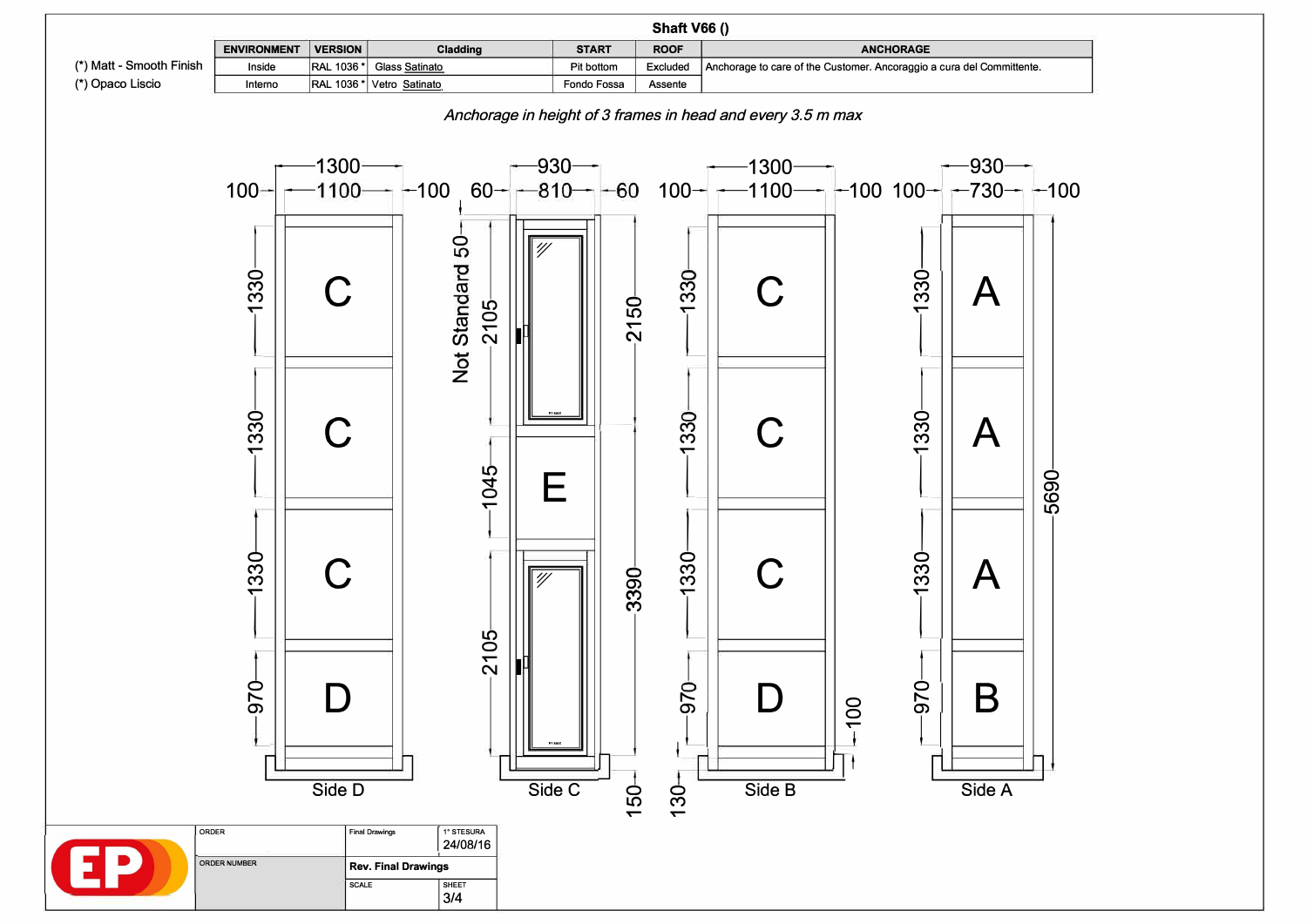## Shaft V66 ()

(*) Matt - Smooth Finish
(*) Opaco Liscio

| ENVIRONMENT | VERSION | Cladding | START | ROOF | ANCHORAGE |
|---|---|---|---|---|---|
| Inside | RAL 1036 * | Glass Satinato | Pit bottom | Excluded | Anchorage to care of the Customer. Ancoraggio a cura del Committente. |
| Interno | RAL 1036 * | Vetro Satinato | Fondo Fossa | Assente | |

*Anchorage in height of 3 frames in head and every 3.5 m max*

**Side D**: 1300; 100 – 1100 – 100; panels C 1330, C 1330, C 1330, D 970

**Side C**: 930; 60 – 810 – 60; Not Standard 50; 2105; 2150; E 1045; 2105; 3390; 150

**Side B**: 1300; 100 – 1100 – 100; panels C 1330, C 1330, C 1330, D 970; 100; 130

**Side A**: 930; 100 – 730 – 100; panels A 1330, A 1330, A 1330, B 970; 5690

| ORDER | Final Drawings | 1° STESURA 24/08/16 |
|---|---|---|
| ORDER NUMBER | **Rev. Final Drawings** | |
| | SCALE | SHEET 3/4 |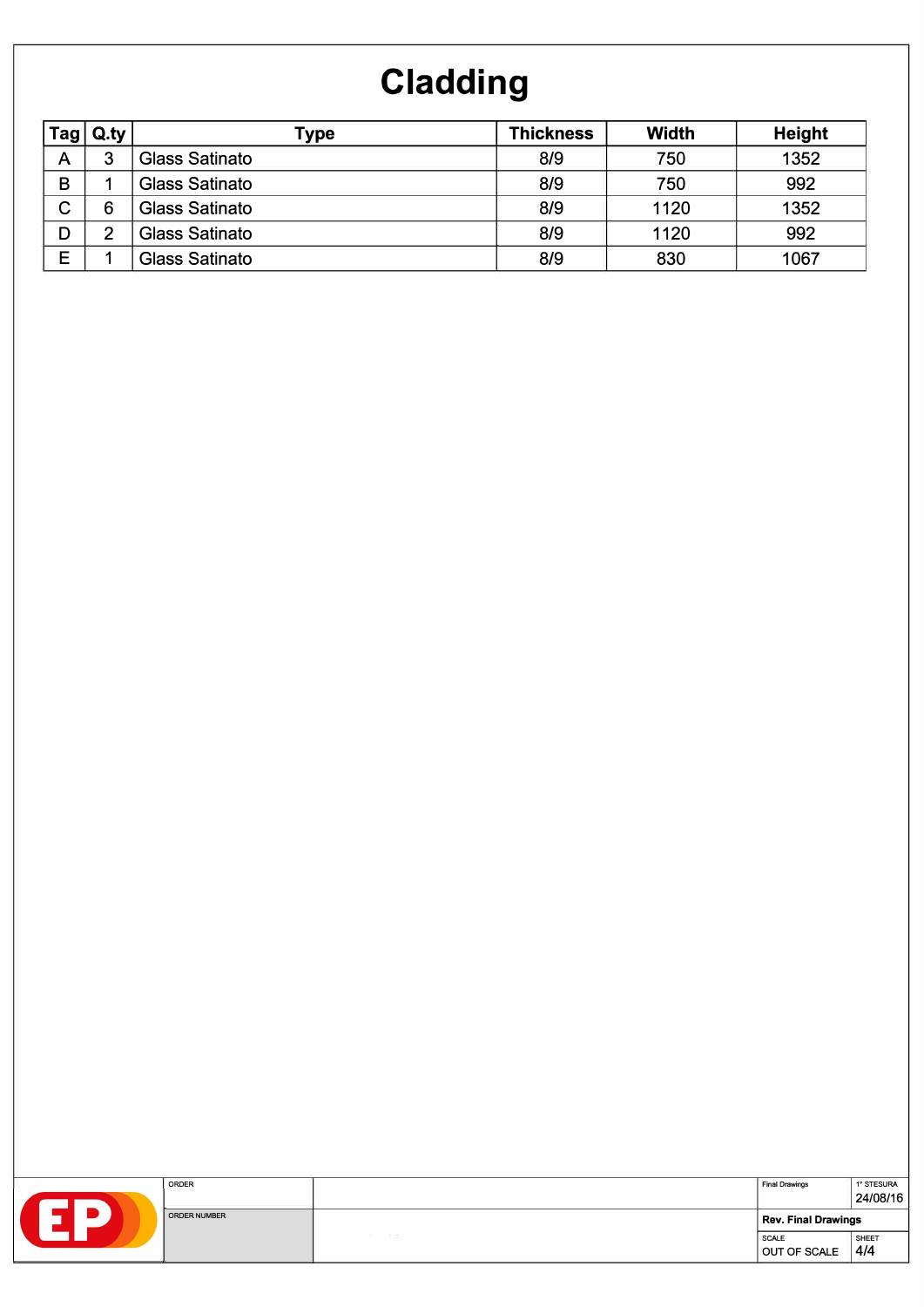# Cladding

| Tag | Q.ty | Type | Thickness | Width | Height |
|---|---|---|---|---|---|
| A | 3 | Glass Satinato | 8/9 | 750 | 1352 |
| B | 1 | Glass Satinato | 8/9 | 750 | 992 |
| C | 6 | Glass Satinato | 8/9 | 1120 | 1352 |
| D | 2 | Glass Satinato | 8/9 | 1120 | 992 |
| E | 1 | Glass Satinato | 8/9 | 830 | 1067 |

| | | | |
|---|---|---|---|
| ORDER | | Final Drawings | 1° STESURA 24/08/16 |
| ORDER NUMBER | | Rev. Final Drawings | |
| | | SCALE OUT OF SCALE | SHEET 4/4 |